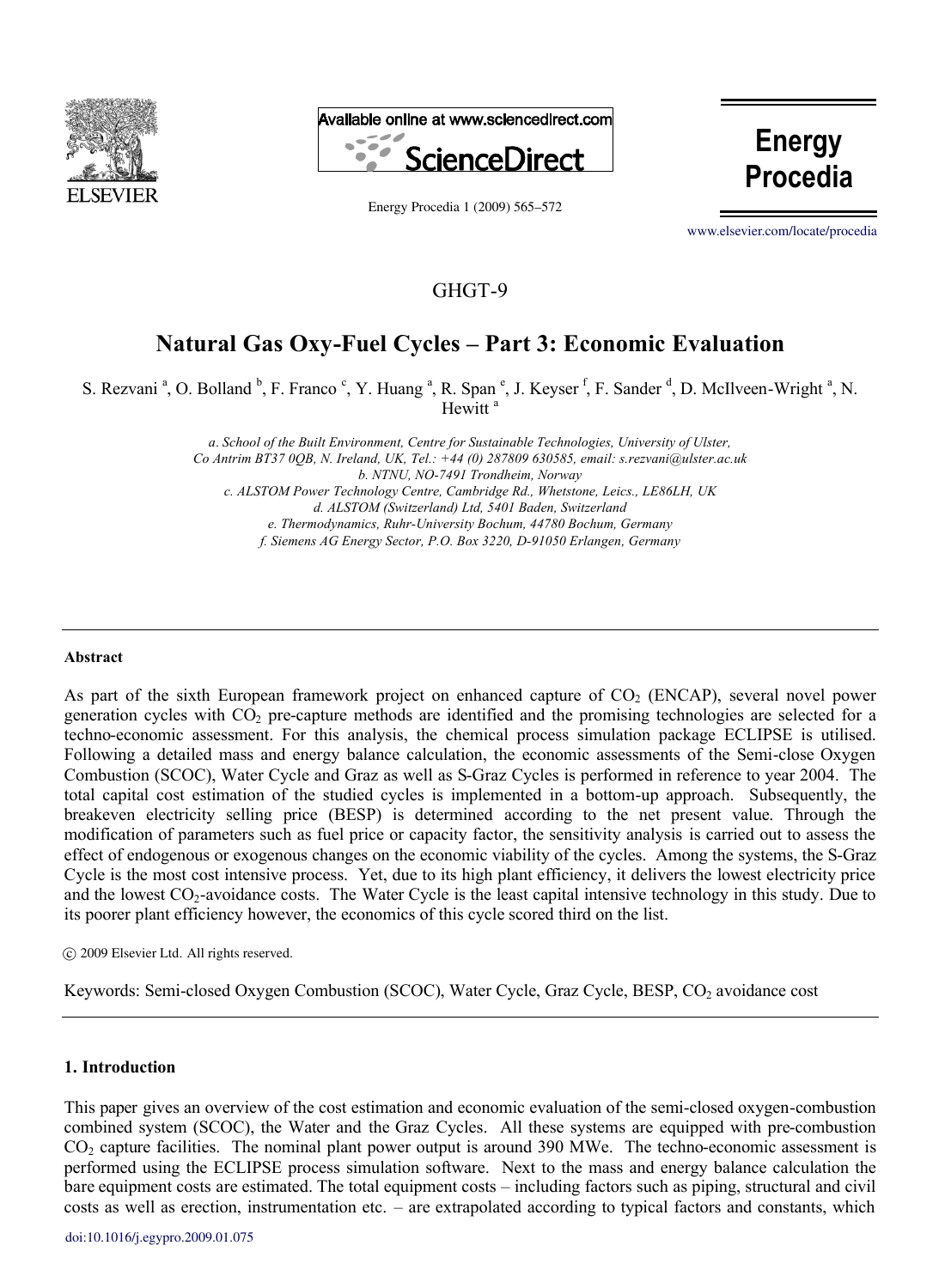GHGT-9

# Natural Gas Oxy-Fuel Cycles – Part 3: Economic Evaluation

S. Rezvani [a], O. Bolland [b], F. Franco [c], Y. Huang [a], R. Span [e], J. Keyser [f], F. Sander [d], D. McIlveen-Wright [a], N. Hewitt [a]

*a. School of the Built Environment, Centre for Sustainable Technologies, University of Ulster, Co Antrim BT37 0QB, N. Ireland, UK, Tel.: +44 (0) 287809 630585, email: s.rezvani@ulster.ac.uk*
*b. NTNU, NO-7491 Trondheim, Norway*
*c. ALSTOM Power Technology Centre, Cambridge Rd., Whetstone, Leics., LE86LH, UK*
*d. ALSTOM (Switzerland) Ltd, 5401 Baden, Switzerland*
*e. Thermodynamics, Ruhr-University Bochum, 44780 Bochum, Germany*
*f. Siemens AG Energy Sector, P.O. Box 3220, D-91050 Erlangen, Germany*

## Abstract

As part of the sixth European framework project on enhanced capture of $CO_2$ (ENCAP), several novel power generation cycles with $CO_2$ pre-capture methods are identified and the promising technologies are selected for a techno-economic assessment. For this analysis, the chemical process simulation package ECLIPSE is utilised. Following a detailed mass and energy balance calculation, the economic assessments of the Semi-close Oxygen Combustion (SCOC), Water Cycle and Graz as well as S-Graz Cycles is performed in reference to year 2004. The total capital cost estimation of the studied cycles is implemented in a bottom-up approach. Subsequently, the breakeven electricity selling price (BESP) is determined according to the net present value. Through the modification of parameters such as fuel price or capacity factor, the sensitivity analysis is carried out to assess the effect of endogenous or exogenous changes on the economic viability of the cycles. Among the systems, the S-Graz Cycle is the most cost intensive process. Yet, due to its high plant efficiency, it delivers the lowest electricity price and the lowest $CO_2$-avoidance costs. The Water Cycle is the least capital intensive technology in this study. Due to its poorer plant efficiency however, the economics of this cycle scored third on the list.

© 2009 Elsevier Ltd. All rights reserved.

Keywords: Semi-closed Oxygen Combustion (SCOC), Water Cycle, Graz Cycle, BESP, $CO_2$ avoidance cost

## 1. Introduction

This paper gives an overview of the cost estimation and economic evaluation of the semi-closed oxygen-combustion combined system (SCOC), the Water and the Graz Cycles. All these systems are equipped with pre-combustion $CO_2$ capture facilities. The nominal plant power output is around 390 MWe. The techno-economic assessment is performed using the ECLIPSE process simulation software. Next to the mass and energy balance calculation the bare equipment costs are estimated. The total equipment costs – including factors such as piping, structural and civil costs as well as erection, instrumentation etc. – are extrapolated according to typical factors and constants, which

doi:10.1016/j.egypro.2009.01.075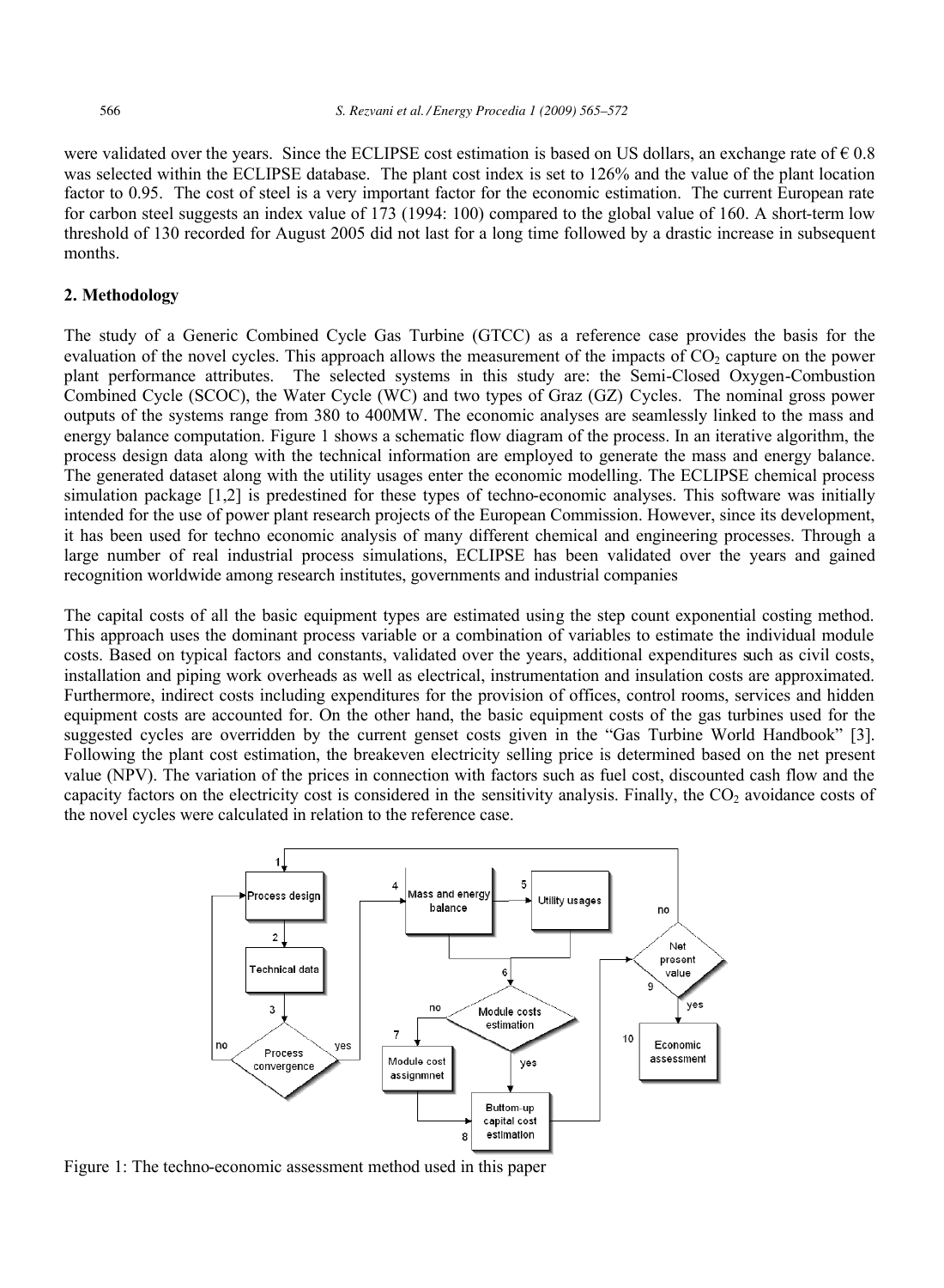were validated over the years. Since the ECLIPSE cost estimation is based on US dollars, an exchange rate of € 0.8 was selected within the ECLIPSE database. The plant cost index is set to 126% and the value of the plant location factor to 0.95. The cost of steel is a very important factor for the economic estimation. The current European rate for carbon steel suggests an index value of 173 (1994: 100) compared to the global value of 160. A short-term low threshold of 130 recorded for August 2005 did not last for a long time followed by a drastic increase in subsequent months.

## 2. Methodology

The study of a Generic Combined Cycle Gas Turbine (GTCC) as a reference case provides the basis for the evaluation of the novel cycles. This approach allows the measurement of the impacts of $CO_2$ capture on the power plant performance attributes. The selected systems in this study are: the Semi-Closed Oxygen-Combustion Combined Cycle (SCOC), the Water Cycle (WC) and two types of Graz (GZ) Cycles. The nominal gross power outputs of the systems range from 380 to 400MW. The economic analyses are seamlessly linked to the mass and energy balance computation. Figure 1 shows a schematic flow diagram of the process. In an iterative algorithm, the process design data along with the technical information are employed to generate the mass and energy balance. The generated dataset along with the utility usages enter the economic modelling. The ECLIPSE chemical process simulation package [1,2] is predestined for these types of techno-economic analyses. This software was initially intended for the use of power plant research projects of the European Commission. However, since its development, it has been used for techno economic analysis of many different chemical and engineering processes. Through a large number of real industrial process simulations, ECLIPSE has been validated over the years and gained recognition worldwide among research institutes, governments and industrial companies

The capital costs of all the basic equipment types are estimated using the step count exponential costing method. This approach uses the dominant process variable or a combination of variables to estimate the individual module costs. Based on typical factors and constants, validated over the years, additional expenditures such as civil costs, installation and piping work overheads as well as electrical, instrumentation and insulation costs are approximated. Furthermore, indirect costs including expenditures for the provision of offices, control rooms, services and hidden equipment costs are accounted for. On the other hand, the basic equipment costs of the gas turbines used for the suggested cycles are overridden by the current genset costs given in the "Gas Turbine World Handbook" [3]. Following the plant cost estimation, the breakeven electricity selling price is determined based on the net present value (NPV). The variation of the prices in connection with factors such as fuel cost, discounted cash flow and the capacity factors on the electricity cost is considered in the sensitivity analysis. Finally, the $CO_2$ avoidance costs of the novel cycles were calculated in relation to the reference case.

Figure 1: The techno-economic assessment method used in this paper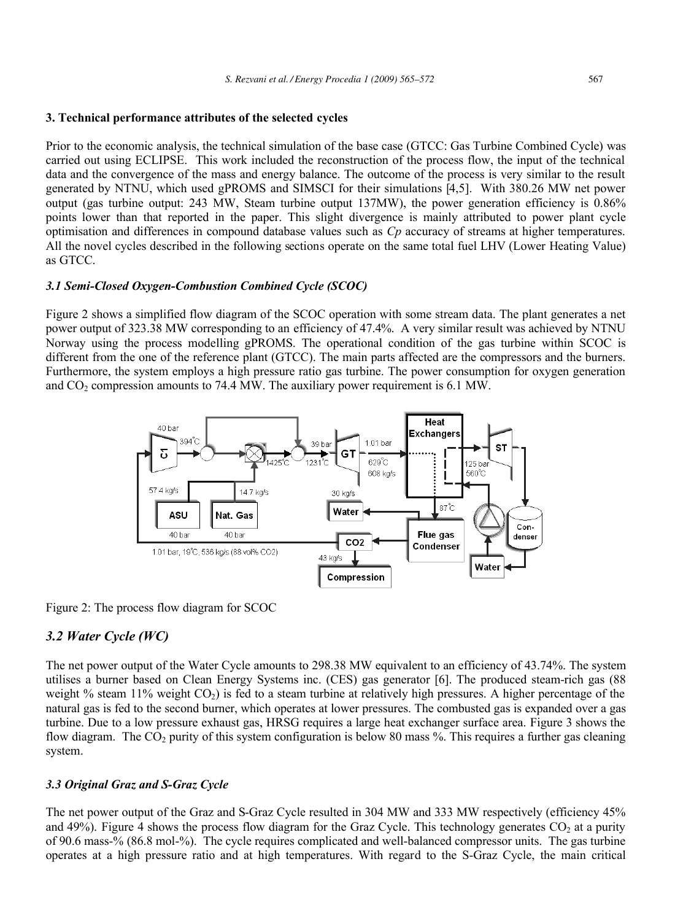## 3. Technical performance attributes of the selected cycles

Prior to the economic analysis, the technical simulation of the base case (GTCC: Gas Turbine Combined Cycle) was carried out using ECLIPSE. This work included the reconstruction of the process flow, the input of the technical data and the convergence of the mass and energy balance. The outcome of the process is very similar to the result generated by NTNU, which used gPROMS and SIMSCI for their simulations [4,5]. With 380.26 MW net power output (gas turbine output: 243 MW, Steam turbine output 137MW), the power generation efficiency is 0.86% points lower than that reported in the paper. This slight divergence is mainly attributed to power plant cycle optimisation and differences in compound database values such as *Cp* accuracy of streams at higher temperatures. All the novel cycles described in the following sections operate on the same total fuel LHV (Lower Heating Value) as GTCC.

### *3.1 Semi-Closed Oxygen-Combustion Combined Cycle (SCOC)*

Figure 2 shows a simplified flow diagram of the SCOC operation with some stream data. The plant generates a net power output of 323.38 MW corresponding to an efficiency of 47.4%. A very similar result was achieved by NTNU Norway using the process modelling gPROMS. The operational condition of the gas turbine within SCOC is different from the one of the reference plant (GTCC). The main parts affected are the compressors and the burners. Furthermore, the system employs a high pressure ratio gas turbine. The power consumption for oxygen generation and $CO_2$ compression amounts to 74.4 MW. The auxiliary power requirement is 6.1 MW.

Figure 2: The process flow diagram for SCOC

### *3.2 Water Cycle (WC)*

The net power output of the Water Cycle amounts to 298.38 MW equivalent to an efficiency of 43.74%. The system utilises a burner based on Clean Energy Systems inc. (CES) gas generator [6]. The produced steam-rich gas (88 weight % steam 11% weight $CO_2$) is fed to a steam turbine at relatively high pressures. A higher percentage of the natural gas is fed to the second burner, which operates at lower pressures. The combusted gas is expanded over a gas turbine. Due to a low pressure exhaust gas, HRSG requires a large heat exchanger surface area. Figure 3 shows the flow diagram. The $CO_2$ purity of this system configuration is below 80 mass %. This requires a further gas cleaning system.

### *3.3 Original Graz and S-Graz Cycle*

The net power output of the Graz and S-Graz Cycle resulted in 304 MW and 333 MW respectively (efficiency 45% and 49%). Figure 4 shows the process flow diagram for the Graz Cycle. This technology generates $CO_2$ at a purity of 90.6 mass-% (86.8 mol-%). The cycle requires complicated and well-balanced compressor units. The gas turbine operates at a high pressure ratio and at high temperatures. With regard to the S-Graz Cycle, the main critical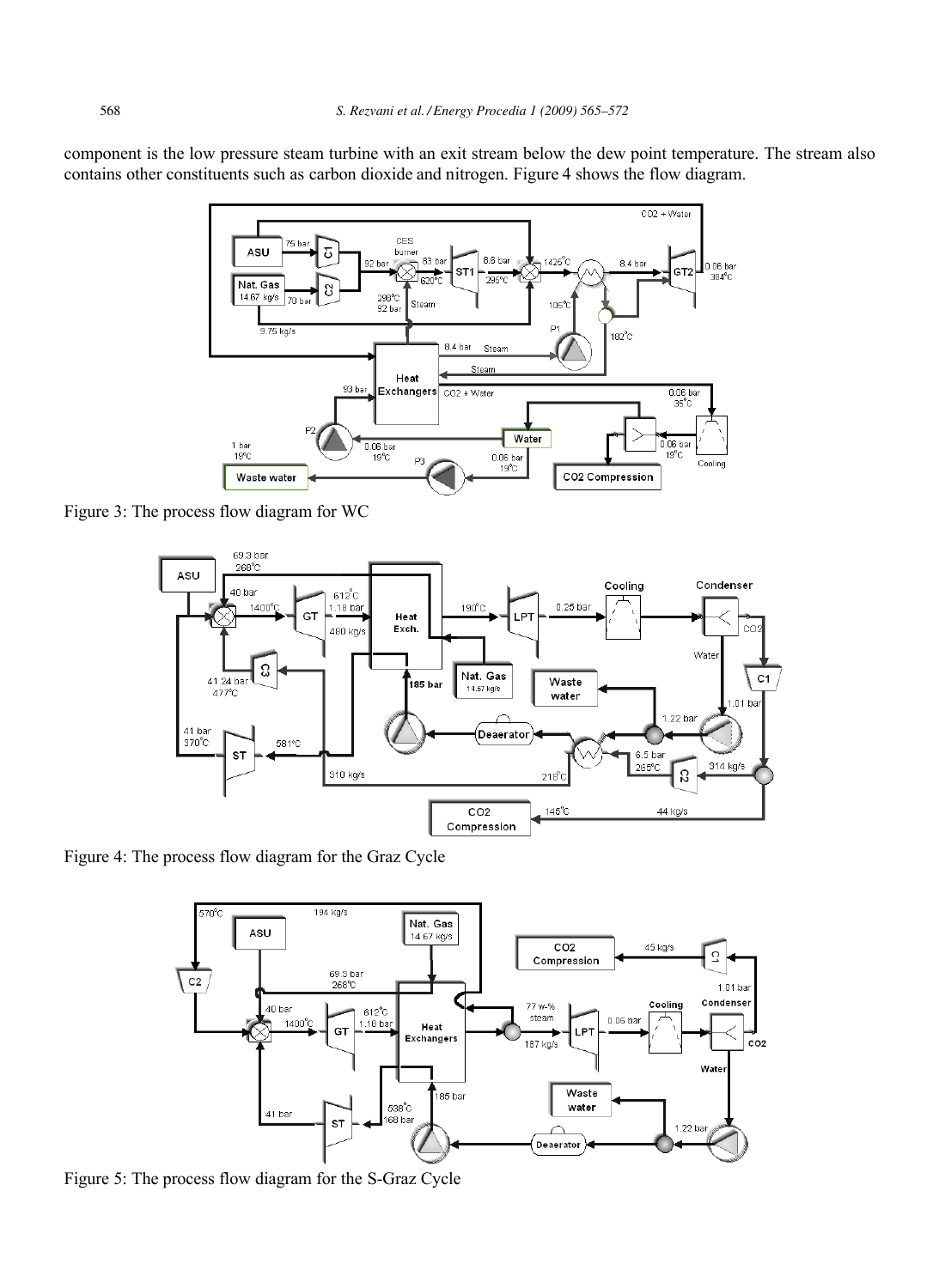component is the low pressure steam turbine with an exit stream below the dew point temperature. The stream also contains other constituents such as carbon dioxide and nitrogen. Figure 4 shows the flow diagram.

Figure 3: The process flow diagram for WC

Figure 4: The process flow diagram for the Graz Cycle

Figure 5: The process flow diagram for the S-Graz Cycle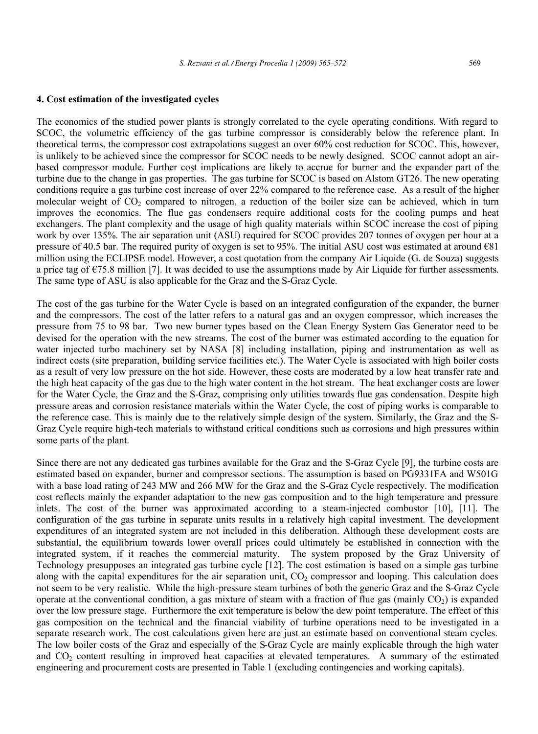## 4. Cost estimation of the investigated cycles

The economics of the studied power plants is strongly correlated to the cycle operating conditions. With regard to SCOC, the volumetric efficiency of the gas turbine compressor is considerably below the reference plant. In theoretical terms, the compressor cost extrapolations suggest an over 60% cost reduction for SCOC. This, however, is unlikely to be achieved since the compressor for SCOC needs to be newly designed. SCOC cannot adopt an air-based compressor module. Further cost implications are likely to accrue for burner and the expander part of the turbine due to the change in gas properties. The gas turbine for SCOC is based on Alstom GT26. The new operating conditions require a gas turbine cost increase of over 22% compared to the reference case. As a result of the higher molecular weight of $CO_2$ compared to nitrogen, a reduction of the boiler size can be achieved, which in turn improves the economics. The flue gas condensers require additional costs for the cooling pumps and heat exchangers. The plant complexity and the usage of high quality materials within SCOC increase the cost of piping work by over 135%. The air separation unit (ASU) required for SCOC provides 207 tonnes of oxygen per hour at a pressure of 40.5 bar. The required purity of oxygen is set to 95%. The initial ASU cost was estimated at around €81 million using the ECLIPSE model. However, a cost quotation from the company Air Liquide (G. de Souza) suggests a price tag of €75.8 million [7]. It was decided to use the assumptions made by Air Liquide for further assessments. The same type of ASU is also applicable for the Graz and the S-Graz Cycle.

The cost of the gas turbine for the Water Cycle is based on an integrated configuration of the expander, the burner and the compressors. The cost of the latter refers to a natural gas and an oxygen compressor, which increases the pressure from 75 to 98 bar. Two new burner types based on the Clean Energy System Gas Generator need to be devised for the operation with the new streams. The cost of the burner was estimated according to the equation for water injected turbo machinery set by NASA [8] including installation, piping and instrumentation as well as indirect costs (site preparation, building service facilities etc.). The Water Cycle is associated with high boiler costs as a result of very low pressure on the hot side. However, these costs are moderated by a low heat transfer rate and the high heat capacity of the gas due to the high water content in the hot stream. The heat exchanger costs are lower for the Water Cycle, the Graz and the S-Graz, comprising only utilities towards flue gas condensation. Despite high pressure areas and corrosion resistance materials within the Water Cycle, the cost of piping works is comparable to the reference case. This is mainly due to the relatively simple design of the system. Similarly, the Graz and the S-Graz Cycle require high-tech materials to withstand critical conditions such as corrosions and high pressures within some parts of the plant.

Since there are not any dedicated gas turbines available for the Graz and the S-Graz Cycle [9], the turbine costs are estimated based on expander, burner and compressor sections. The assumption is based on PG9331FA and W501G with a base load rating of 243 MW and 266 MW for the Graz and the S-Graz Cycle respectively. The modification cost reflects mainly the expander adaptation to the new gas composition and to the high temperature and pressure inlets. The cost of the burner was approximated according to a steam-injected combustor [10], [11]. The configuration of the gas turbine in separate units results in a relatively high capital investment. The development expenditures of an integrated system are not included in this deliberation. Although these development costs are substantial, the equilibrium towards lower overall prices could ultimately be established in connection with the integrated system, if it reaches the commercial maturity. The system proposed by the Graz University of Technology presupposes an integrated gas turbine cycle [12]. The cost estimation is based on a simple gas turbine along with the capital expenditures for the air separation unit, $CO_2$ compressor and looping. This calculation does not seem to be very realistic. While the high-pressure steam turbines of both the generic Graz and the S-Graz Cycle operate at the conventional condition, a gas mixture of steam with a fraction of flue gas (mainly $CO_2$) is expanded over the low pressure stage. Furthermore the exit temperature is below the dew point temperature. The effect of this gas composition on the technical and the financial viability of turbine operations need to be investigated in a separate research work. The cost calculations given here are just an estimate based on conventional steam cycles. The low boiler costs of the Graz and especially of the S-Graz Cycle are mainly explicable through the high water and $CO_2$ content resulting in improved heat capacities at elevated temperatures. A summary of the estimated engineering and procurement costs are presented in Table 1 (excluding contingencies and working capitals).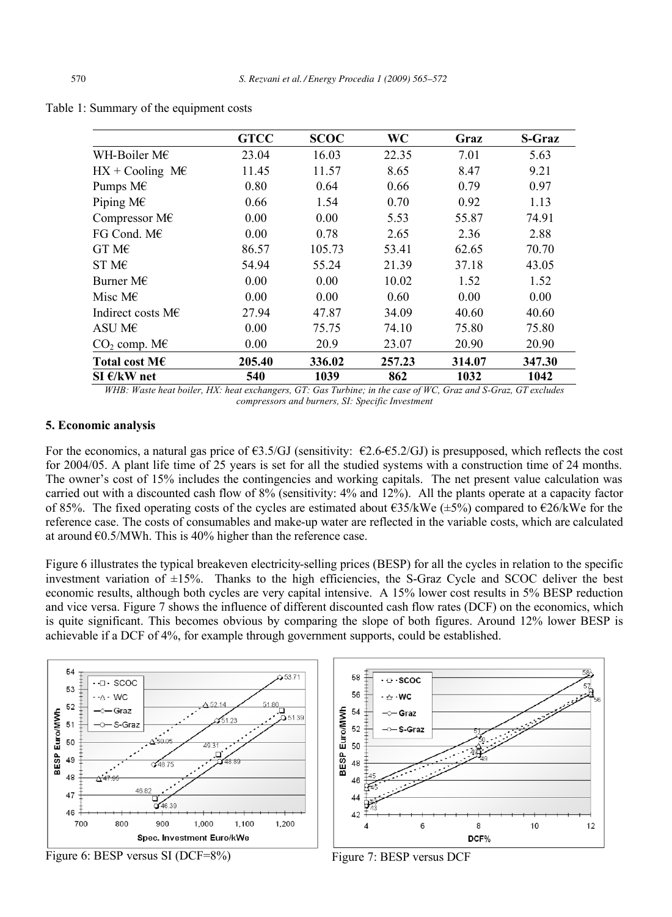Table 1: Summary of the equipment costs

| | GTCC | SCOC | WC | Graz | S-Graz |
|---|---|---|---|---|---|
| WH-Boiler M€ | 23.04 | 16.03 | 22.35 | 7.01 | 5.63 |
| HX + Cooling M€ | 11.45 | 11.57 | 8.65 | 8.47 | 9.21 |
| Pumps M€ | 0.80 | 0.64 | 0.66 | 0.79 | 0.97 |
| Piping M€ | 0.66 | 1.54 | 0.70 | 0.92 | 1.13 |
| Compressor M€ | 0.00 | 0.00 | 5.53 | 55.87 | 74.91 |
| FG Cond. M€ | 0.00 | 0.78 | 2.65 | 2.36 | 2.88 |
| GT M€ | 86.57 | 105.73 | 53.41 | 62.65 | 70.70 |
| ST M€ | 54.94 | 55.24 | 21.39 | 37.18 | 43.05 |
| Burner M€ | 0.00 | 0.00 | 10.02 | 1.52 | 1.52 |
| Misc M€ | 0.00 | 0.00 | 0.60 | 0.00 | 0.00 |
| Indirect costs M€ | 27.94 | 47.87 | 34.09 | 40.60 | 40.60 |
| ASU M€ | 0.00 | 75.75 | 74.10 | 75.80 | 75.80 |
| $CO_2$ comp. M€ | 0.00 | 20.9 | 23.07 | 20.90 | 20.90 |
| **Total cost M€** | **205.40** | **336.02** | **257.23** | **314.07** | **347.30** |
| **SI €/kW net** | **540** | **1039** | **862** | **1032** | **1042** |

*WHB: Waste heat boiler, HX: heat exchangers, GT: Gas Turbine; in the case of WC, Graz and S-Graz, GT excludes compressors and burners, SI: Specific Investment*

## 5. Economic analysis

For the economics, a natural gas price of €3.5/GJ (sensitivity: €2.6-€5.2/GJ) is presupposed, which reflects the cost for 2004/05. A plant life time of 25 years is set for all the studied systems with a construction time of 24 months. The owner's cost of 15% includes the contingencies and working capitals. The net present value calculation was carried out with a discounted cash flow of 8% (sensitivity: 4% and 12%). All the plants operate at a capacity factor of 85%. The fixed operating costs of the cycles are estimated about €35/kWe (±5%) compared to €26/kWe for the reference case. The costs of consumables and make-up water are reflected in the variable costs, which are calculated at around €0.5/MWh. This is 40% higher than the reference case.

Figure 6 illustrates the typical breakeven electricity-selling prices (BESP) for all the cycles in relation to the specific investment variation of ±15%. Thanks to the high efficiencies, the S-Graz Cycle and SCOC deliver the best economic results, although both cycles are very capital intensive. A 15% lower cost results in 5% BESP reduction and vice versa. Figure 7 shows the influence of different discounted cash flow rates (DCF) on the economics, which is quite significant. This becomes obvious by comparing the slope of both figures. Around 12% lower BESP is achievable if a DCF of 4%, for example through government supports, could be established.

Figure 6: BESP versus SI (DCF=8%)

Figure 7: BESP versus DCF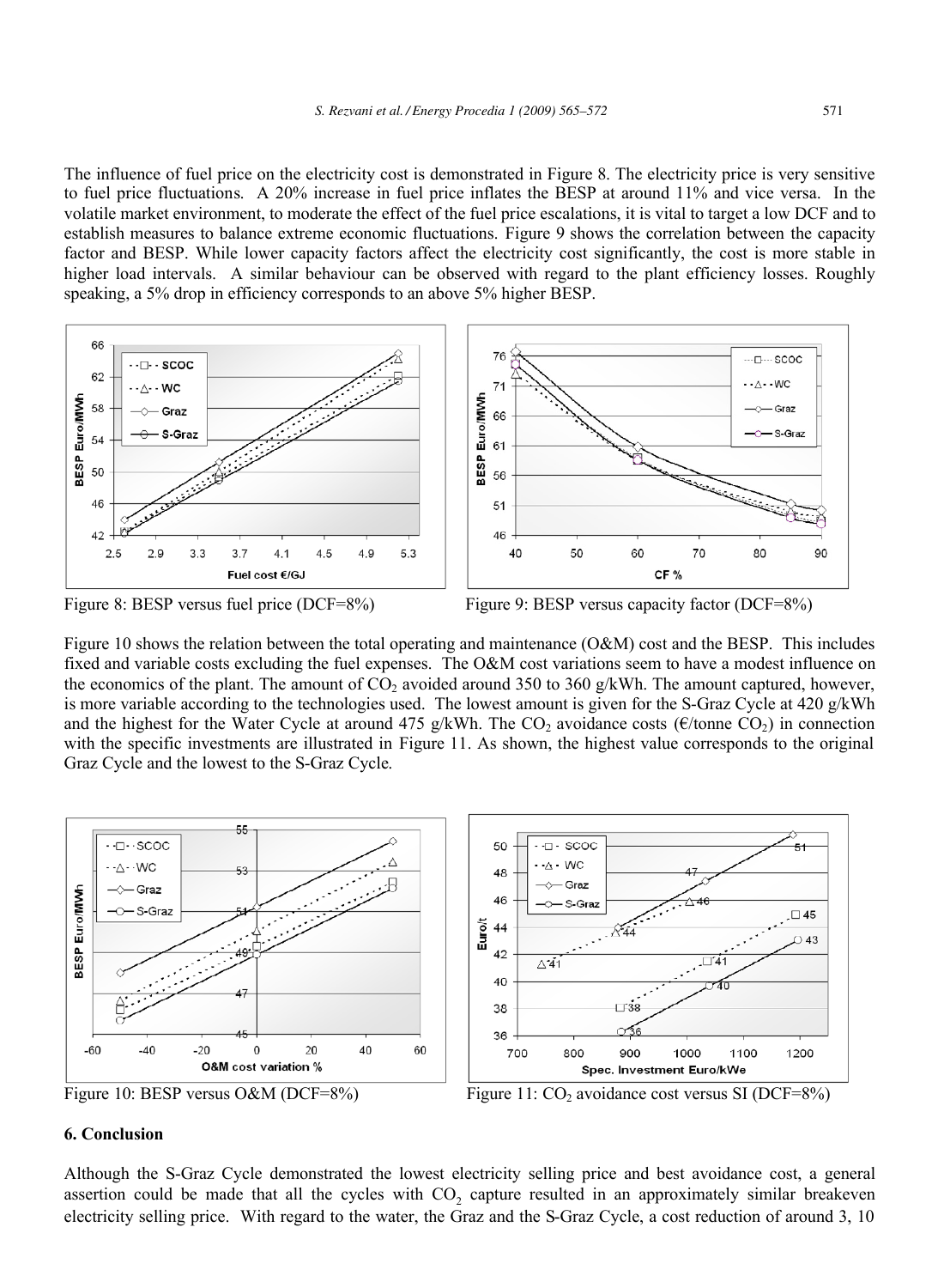The influence of fuel price on the electricity cost is demonstrated in Figure 8. The electricity price is very sensitive to fuel price fluctuations. A 20% increase in fuel price inflates the BESP at around 11% and vice versa. In the volatile market environment, to moderate the effect of the fuel price escalations, it is vital to target a low DCF and to establish measures to balance extreme economic fluctuations. Figure 9 shows the correlation between the capacity factor and BESP. While lower capacity factors affect the electricity cost significantly, the cost is more stable in higher load intervals. A similar behaviour can be observed with regard to the plant efficiency losses. Roughly speaking, a 5% drop in efficiency corresponds to an above 5% higher BESP.

Figure 8: BESP versus fuel price (DCF=8%)

Figure 9: BESP versus capacity factor (DCF=8%)

Figure 10 shows the relation between the total operating and maintenance (O&M) cost and the BESP. This includes fixed and variable costs excluding the fuel expenses. The O&M cost variations seem to have a modest influence on the economics of the plant. The amount of $CO_2$ avoided around 350 to 360 g/kWh. The amount captured, however, is more variable according to the technologies used. The lowest amount is given for the S-Graz Cycle at 420 g/kWh and the highest for the Water Cycle at around 475 g/kWh. The $CO_2$ avoidance costs (€/tonne $CO_2$) in connection with the specific investments are illustrated in Figure 11. As shown, the highest value corresponds to the original Graz Cycle and the lowest to the S-Graz Cycle.

Figure 10: BESP versus O&M (DCF=8%)

Figure 11: $CO_2$ avoidance cost versus SI (DCF=8%)

## 6. Conclusion

Although the S-Graz Cycle demonstrated the lowest electricity selling price and best avoidance cost, a general assertion could be made that all the cycles with $CO_2$ capture resulted in an approximately similar breakeven electricity selling price. With regard to the water, the Graz and the S-Graz Cycle, a cost reduction of around 3, 10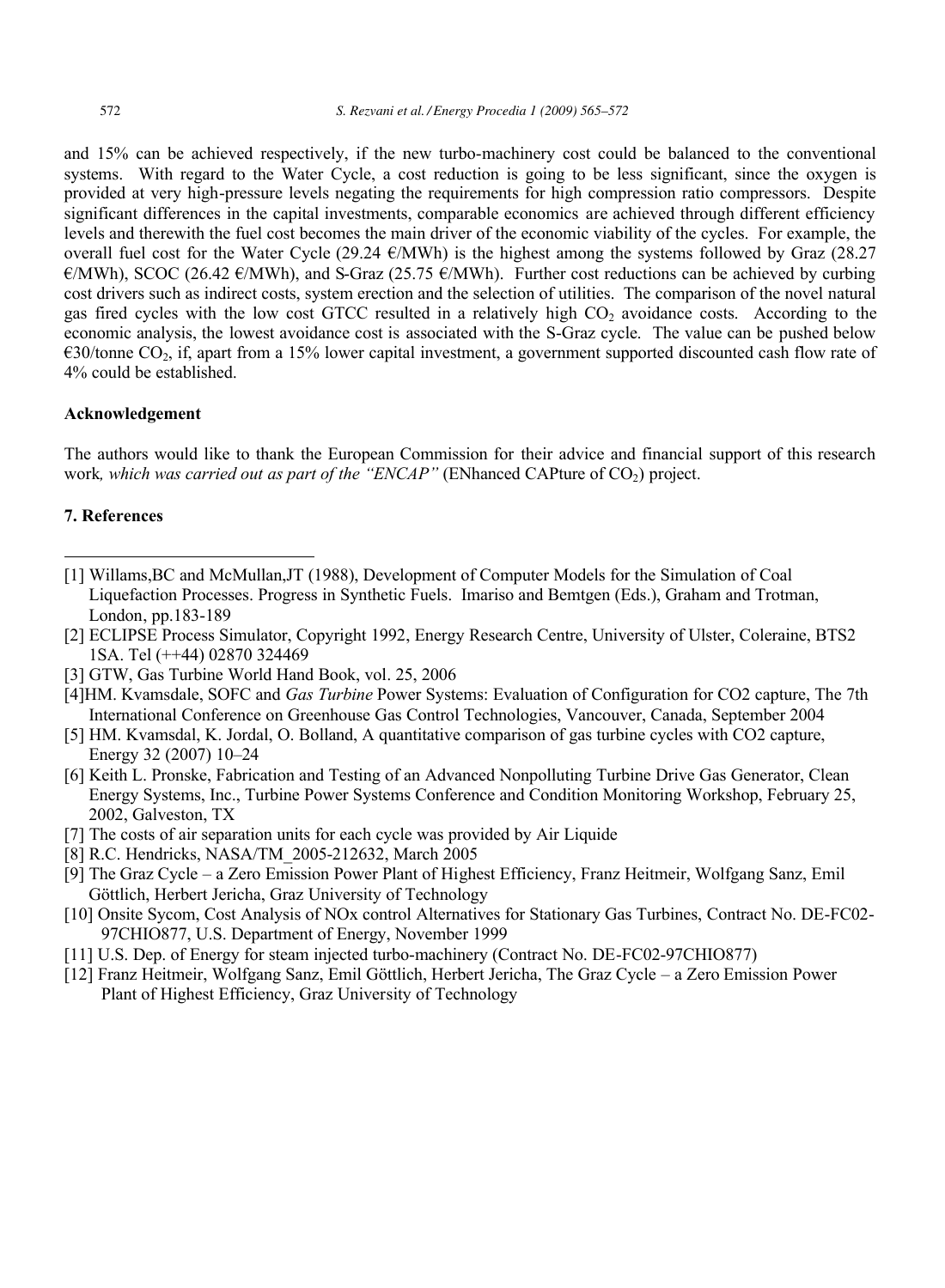and 15% can be achieved respectively, if the new turbo-machinery cost could be balanced to the conventional systems. With regard to the Water Cycle, a cost reduction is going to be less significant, since the oxygen is provided at very high-pressure levels negating the requirements for high compression ratio compressors. Despite significant differences in the capital investments, comparable economics are achieved through different efficiency levels and therewith the fuel cost becomes the main driver of the economic viability of the cycles. For example, the overall fuel cost for the Water Cycle (29.24 €/MWh) is the highest among the systems followed by Graz (28.27 €/MWh), SCOC (26.42 €/MWh), and S-Graz (25.75 €/MWh). Further cost reductions can be achieved by curbing cost drivers such as indirect costs, system erection and the selection of utilities. The comparison of the novel natural gas fired cycles with the low cost GTCC resulted in a relatively high $CO_2$ avoidance costs. According to the economic analysis, the lowest avoidance cost is associated with the S-Graz cycle. The value can be pushed below €30/tonne $CO_2$, if, apart from a 15% lower capital investment, a government supported discounted cash flow rate of 4% could be established.

### Acknowledgement

The authors would like to thank the European Commission for their advice and financial support of this research work*, which was carried out as part of the "ENCAP"* (ENhanced CAPture of $CO_2$) project.

## 7. References

[1] Willams,BC and McMullan,JT (1988), Development of Computer Models for the Simulation of Coal Liquefaction Processes. Progress in Synthetic Fuels. Imariso and Bemtgen (Eds.), Graham and Trotman, London, pp.183-189

[2] ECLIPSE Process Simulator, Copyright 1992, Energy Research Centre, University of Ulster, Coleraine, BTS2 1SA. Tel (++44) 02870 324469

[3] GTW, Gas Turbine World Hand Book, vol. 25, 2006

[4]HM. Kvamsdale, SOFC and *Gas Turbine* Power Systems: Evaluation of Configuration for CO2 capture, The 7th International Conference on Greenhouse Gas Control Technologies, Vancouver, Canada, September 2004

[5] HM. Kvamsdal, K. Jordal, O. Bolland, A quantitative comparison of gas turbine cycles with CO2 capture, Energy 32 (2007) 10–24

[6] Keith L. Pronske, Fabrication and Testing of an Advanced Nonpolluting Turbine Drive Gas Generator, Clean Energy Systems, Inc., Turbine Power Systems Conference and Condition Monitoring Workshop, February 25, 2002, Galveston, TX

[7] The costs of air separation units for each cycle was provided by Air Liquide

[8] R.C. Hendricks, NASA/TM_2005-212632, March 2005

[9] The Graz Cycle – a Zero Emission Power Plant of Highest Efficiency, Franz Heitmeir, Wolfgang Sanz, Emil Göttlich, Herbert Jericha, Graz University of Technology

[10] Onsite Sycom, Cost Analysis of NOx control Alternatives for Stationary Gas Turbines, Contract No. DE-FC02-97CHIO877, U.S. Department of Energy, November 1999

[11] U.S. Dep. of Energy for steam injected turbo-machinery (Contract No. DE-FC02-97CHIO877)

[12] Franz Heitmeir, Wolfgang Sanz, Emil Göttlich, Herbert Jericha, The Graz Cycle – a Zero Emission Power Plant of Highest Efficiency, Graz University of Technology